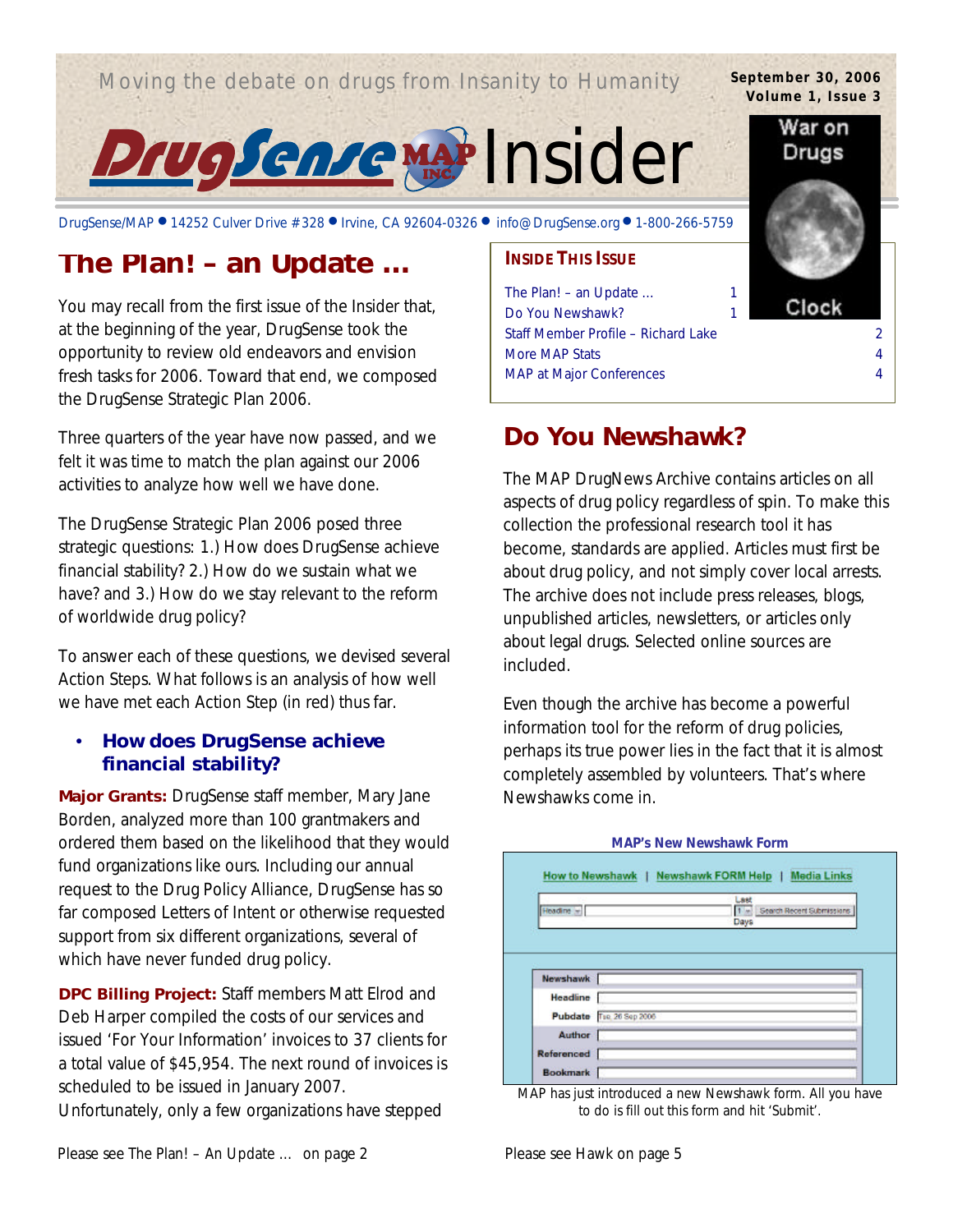Moving the debate on drugs from Insanity to Humanity

**September 30, 2006**
**Volume 1, Issue 3**

# DrugSense MAP Inc. Insider

DrugSense/MAP • 14252 Culver Drive #328 • Irvine, CA 92604-0326 • info@DrugSense.org • 1-800-266-5759

War on Drugs Clock

**INSIDE THIS ISSUE**

| | |
|---|---|
| The Plan! – an Update … | 1 |
| Do You Newshawk? | 1 |
| Staff Member Profile – Richard Lake | 2 |
| More MAP Stats | 4 |
| MAP at Major Conferences | 4 |

## The Plan! – an Update …

You may recall from the first issue of the Insider that, at the beginning of the year, DrugSense took the opportunity to review old endeavors and envision fresh tasks for 2006. Toward that end, we composed the DrugSense Strategic Plan 2006.

Three quarters of the year have now passed, and we felt it was time to match the plan against our 2006 activities to analyze how well we have done.

The DrugSense Strategic Plan 2006 posed three strategic questions: 1.) How does DrugSense achieve financial stability? 2.) How do we sustain what we have? and 3.) How do we stay relevant to the reform of worldwide drug policy?

To answer each of these questions, we devised several Action Steps. What follows is an analysis of how well we have met each Action Step (in red) thus far.

- **How does DrugSense achieve financial stability?**

**Major Grants:** DrugSense staff member, Mary Jane Borden, analyzed more than 100 grantmakers and ordered them based on the likelihood that they would fund organizations like ours. Including our annual request to the Drug Policy Alliance, DrugSense has so far composed Letters of Intent or otherwise requested support from six different organizations, several of which have never funded drug policy.

**DPC Billing Project:** Staff members Matt Elrod and Deb Harper compiled the costs of our services and issued 'For Your Information' invoices to 37 clients for a total value of $45,954. The next round of invoices is scheduled to be issued in January 2007. Unfortunately, only a few organizations have stepped

Please see The Plan! – An Update … on page 2

## Do You Newshawk?

The MAP DrugNews Archive contains articles on all aspects of drug policy regardless of spin. To make this collection the professional research tool it has become, standards are applied. Articles must first be about drug policy, and not simply cover local arrests. The archive does not include press releases, blogs, unpublished articles, newsletters, or articles only about legal drugs. Selected online sources are included.

Even though the archive has become a powerful information tool for the reform of drug policies, perhaps its true power lies in the fact that it is almost completely assembled by volunteers. That's where Newshawks come in.

**MAP's New Newshawk Form**

How to Newshawk | Newshawk FORM Help | Media Links

| | |
|---|---|
| Newshawk | |
| Headline | |
| Pubdate | Tue, 26 Sep 2006 |
| Author | |
| Referenced | |
| Bookmark | |

MAP has just introduced a new Newshawk form. All you have to do is fill out this form and hit 'Submit'.

Please see Hawk on page 5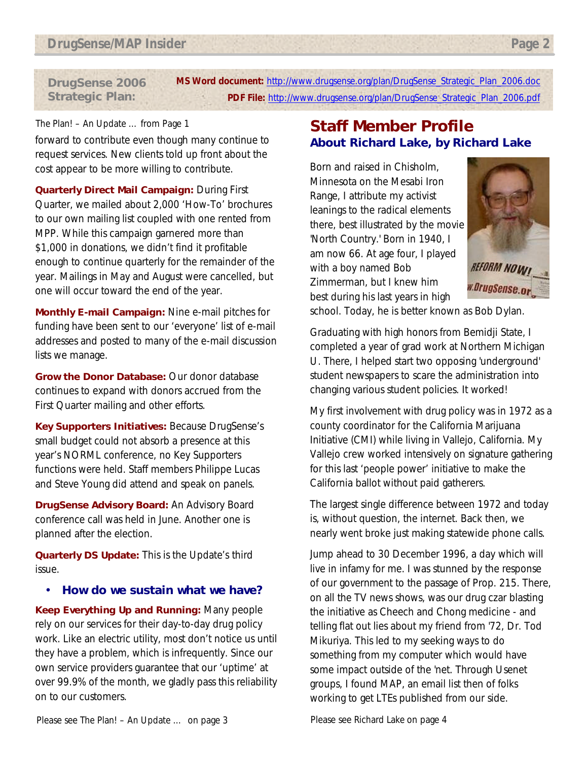**DrugSense 2006 Strategic Plan:**

**MS Word document:** http://www.drugsense.org/plan/DrugSense_Strategic_Plan_2006.doc

**PDF File:** http://www.drugsense.org/plan/DrugSense_Strategic_Plan_2006.pdf

The Plan! – An Update ... from Page 1

forward to contribute even though many continue to request services. New clients told up front about the cost appear to be more willing to contribute.

**Quarterly Direct Mail Campaign:** During First Quarter, we mailed about 2,000 'How-To' brochures to our own mailing list coupled with one rented from MPP. While this campaign garnered more than $1,000 in donations, we didn't find it profitable enough to continue quarterly for the remainder of the year. Mailings in May and August were cancelled, but one will occur toward the end of the year.

**Monthly E-mail Campaign:** Nine e-mail pitches for funding have been sent to our 'everyone' list of e-mail addresses and posted to many of the e-mail discussion lists we manage.

**Grow the Donor Database:** Our donor database continues to expand with donors accrued from the First Quarter mailing and other efforts.

**Key Supporters Initiatives:** Because DrugSense's small budget could not absorb a presence at this year's NORML conference, no Key Supporters functions were held. Staff members Philippe Lucas and Steve Young did attend and speak on panels.

**DrugSense Advisory Board:** An Advisory Board conference call was held in June. Another one is planned after the election.

**Quarterly DS Update:** This is the Update's third issue.

- **How do we sustain what we have?**

**Keep Everything Up and Running:** Many people rely on our services for their day-to-day drug policy work. Like an electric utility, most don't notice us until they have a problem, which is infrequently. Since our own service providers guarantee that our 'uptime' at over 99.9% of the month, we gladly pass this reliability on to our customers.

Please see The Plan! – An Update ... on page 3

## Staff Member Profile

### About Richard Lake, by Richard Lake

Born and raised in Chisholm, Minnesota on the Mesabi Iron Range, I attribute my activist leanings to the radical elements there, best illustrated by the movie 'North Country.' Born in 1940, I am now 66. At age four, I played with a boy named Bob Zimmerman, but I knew him best during his last years in high school. Today, he is better known as Bob Dylan.

Graduating with high honors from Bemidji State, I completed a year of grad work at Northern Michigan U. There, I helped start two opposing 'underground' student newspapers to scare the administration into changing various student policies. It worked!

My first involvement with drug policy was in 1972 as a county coordinator for the California Marijuana Initiative (CMI) while living in Vallejo, California. My Vallejo crew worked intensively on signature gathering for this last 'people power' initiative to make the California ballot without paid gatherers.

The largest single difference between 1972 and today is, without question, the internet. Back then, we nearly went broke just making statewide phone calls.

Jump ahead to 30 December 1996, a day which will live in infamy for me. I was stunned by the response of our government to the passage of Prop. 215. There, on all the TV news shows, was our drug czar blasting the initiative as Cheech and Chong medicine - and telling flat out lies about my friend from '72, Dr. Tod Mikuriya. This led to my seeking ways to do something from my computer which would have some impact outside of the 'net. Through Usenet groups, I found MAP, an email list then of folks working to get LTEs published from our side.

Please see Richard Lake on page 4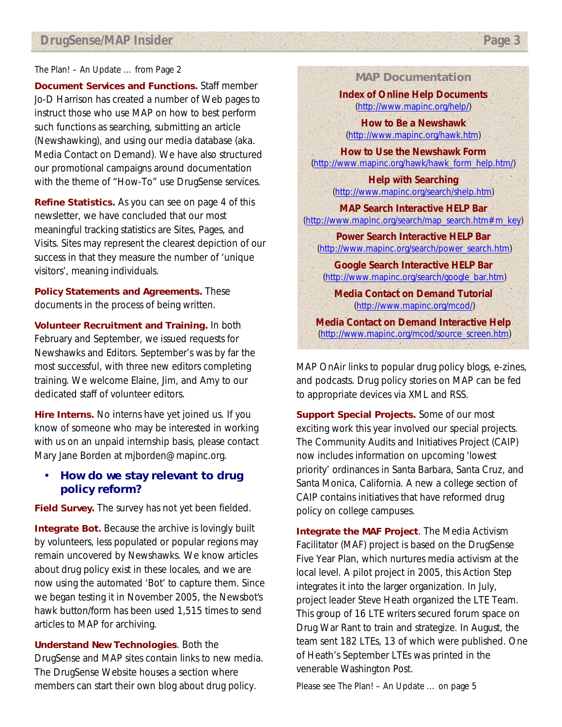*The Plan! – An Update … from Page 2*

**Document Services and Functions.** Staff member Jo-D Harrison has created a number of Web pages to instruct those who use MAP on how to best perform such functions as searching, submitting an article (Newshawking), and using our media database (aka. Media Contact on Demand). We have also structured our promotional campaigns around documentation with the theme of "How-To" use DrugSense services.

**Refine Statistics.** As you can see on page 4 of this newsletter, we have concluded that our most meaningful tracking statistics are Sites, Pages, and Visits. Sites may represent the clearest depiction of our success in that they measure the number of 'unique visitors', meaning individuals.

**Policy Statements and Agreements.** These documents in the process of being written.

**Volunteer Recruitment and Training.** In both February and September, we issued requests for Newshawks and Editors. September's was by far the most successful, with three new editors completing training. We welcome Elaine, Jim, and Amy to our dedicated staff of volunteer editors.

**Hire Interns.** No interns have yet joined us. If you know of someone who may be interested in working with us on an unpaid internship basis, please contact Mary Jane Borden at mjborden@mapinc.org.

- **How do we stay relevant to drug policy reform?**

**Field Survey.** The survey has not yet been fielded.

**Integrate Bot.** Because the archive is lovingly built by volunteers, less populated or popular regions may remain uncovered by Newshawks. We know articles about drug policy exist in these locales, and we are now using the automated 'Bot' to capture them. Since we began testing it in November 2005, the Newsbot's hawk button/form has been used 1,515 times to send articles to MAP for archiving.

**Understand New Technologies**. Both the DrugSense and MAP sites contain links to new media. The DrugSense Website houses a section where members can start their own blog about drug policy.

### MAP Documentation

**Index of Online Help Documents**
(http://www.mapinc.org/help/)

**How to Be a Newshawk**
(http://www.mapinc.org/hawk.htm)

**How to Use the Newshawk Form**
(http://www.mapinc.org/hawk/hawk_form_help.htm/)

**Help with Searching**
(http://www.mapinc.org/search/shelp.htm)

**MAP Search Interactive HELP Bar**
(http://www.mapinc.org/search/map_search.htm#m_key)

**Power Search Interactive HELP Bar**
(http://www.mapinc.org/search/power_search.htm)

**Google Search Interactive HELP Bar**
(http://www.mapinc.org/search/google_bar.htm)

**Media Contact on Demand Tutorial**
(http://www.mapinc.org/mcod/)

**Media Contact on Demand Interactive Help**
(http://www.mapinc.org/mcod/source_screen.htm)

MAP OnAir links to popular drug policy blogs, e-zines, and podcasts. Drug policy stories on MAP can be fed to appropriate devices via XML and RSS.

**Support Special Projects.** Some of our most exciting work this year involved our special projects. The Community Audits and Initiatives Project (CAIP) now includes information on upcoming 'lowest priority' ordinances in Santa Barbara, Santa Cruz, and Santa Monica, California. A new a college section of CAIP contains initiatives that have reformed drug policy on college campuses.

**Integrate the MAF Project**. The Media Activism Facilitator (MAF) project is based on the DrugSense Five Year Plan, which nurtures media activism at the local level. A pilot project in 2005, this Action Step integrates it into the larger organization. In July, project leader Steve Heath organized the LTE Team. This group of 16 LTE writers secured forum space on Drug War Rant to train and strategize. In August, the team sent 182 LTEs, 13 of which were published. One of Heath's September LTEs was printed in the venerable Washington Post.

*Please see The Plan! – An Update … on page 5*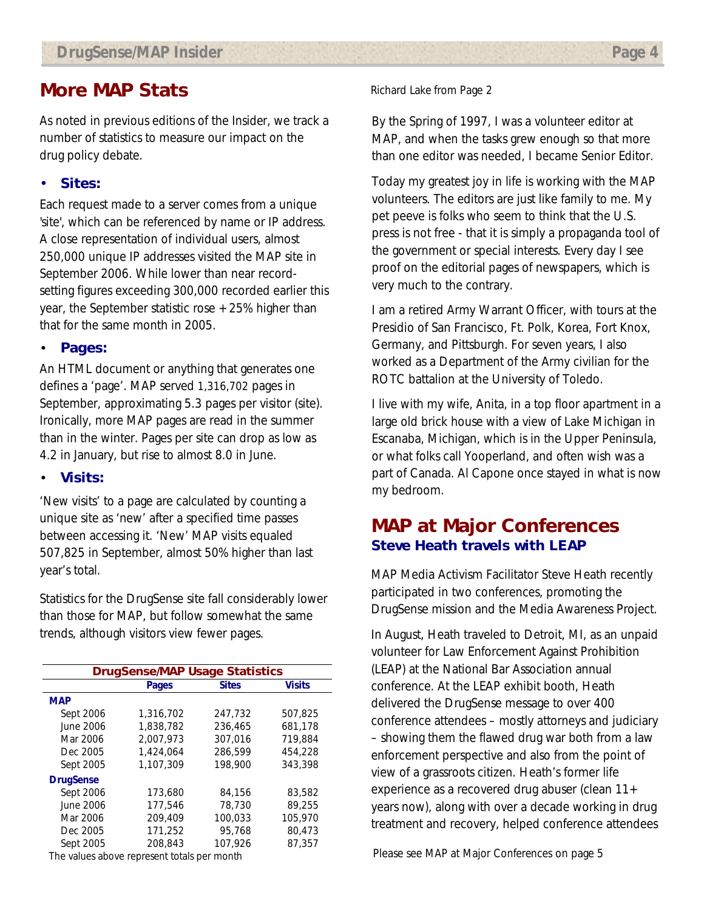## More MAP Stats

As noted in previous editions of the Insider, we track a number of statistics to measure our impact on the drug policy debate.

- **Sites:**

Each request made to a server comes from a unique 'site', which can be referenced by name or IP address. A close representation of individual users, almost 250,000 unique IP addresses visited the MAP site in September 2006. While lower than near record-setting figures exceeding 300,000 recorded earlier this year, the September statistic rose +25% higher than that for the same month in 2005.

- **Pages:**

An HTML document or anything that generates one defines a 'page'. MAP served 1,316,702 pages in September, approximating 5.3 pages per visitor (site). Ironically, more MAP pages are read in the summer than in the winter. Pages per site can drop as low as 4.2 in January, but rise to almost 8.0 in June.

- **Visits:**

'New visits' to a page are calculated by counting a unique site as 'new' after a specified time passes between accessing it. 'New' MAP visits equaled 507,825 in September, almost 50% higher than last year's total.

Statistics for the DrugSense site fall considerably lower than those for MAP, but follow somewhat the same trends, although visitors view fewer pages.

**DrugSense/MAP Usage Statistics**

| | Pages | Sites | Visits |
|---|---|---|---|
| **MAP** | | | |
| Sept 2006 | 1,316,702 | 247,732 | 507,825 |
| June 2006 | 1,838,782 | 236,465 | 681,178 |
| Mar 2006 | 2,007,973 | 307,016 | 719,884 |
| Dec 2005 | 1,424,064 | 286,599 | 454,228 |
| Sept 2005 | 1,107,309 | 198,900 | 343,398 |
| **DrugSense** | | | |
| Sept 2006 | 173,680 | 84,156 | 83,582 |
| June 2006 | 177,546 | 78,730 | 89,255 |
| Mar 2006 | 209,409 | 100,033 | 105,970 |
| Dec 2005 | 171,252 | 95,768 | 80,473 |
| Sept 2005 | 208,843 | 107,926 | 87,357 |

The values above represent totals per month

Richard Lake from Page 2

By the Spring of 1997, I was a volunteer editor at MAP, and when the tasks grew enough so that more than one editor was needed, I became Senior Editor.

Today my greatest joy in life is working with the MAP volunteers. The editors are just like family to me. My pet peeve is folks who seem to think that the U.S. press is not free - that it is simply a propaganda tool of the government or special interests. Every day I see proof on the editorial pages of newspapers, which is very much to the contrary.

I am a retired Army Warrant Officer, with tours at the Presidio of San Francisco, Ft. Polk, Korea, Fort Knox, Germany, and Pittsburgh. For seven years, I also worked as a Department of the Army civilian for the ROTC battalion at the University of Toledo.

I live with my wife, Anita, in a top floor apartment in a large old brick house with a view of Lake Michigan in Escanaba, Michigan, which is in the Upper Peninsula, or what folks call Yooperland, and often wish was a part of Canada. Al Capone once stayed in what is now my bedroom.

## MAP at Major Conferences

### Steve Heath travels with LEAP

MAP Media Activism Facilitator Steve Heath recently participated in two conferences, promoting the DrugSense mission and the Media Awareness Project.

In August, Heath traveled to Detroit, MI, as an unpaid volunteer for Law Enforcement Against Prohibition (LEAP) at the National Bar Association annual conference. At the LEAP exhibit booth, Heath delivered the DrugSense message to over 400 conference attendees – mostly attorneys and judiciary – showing them the flawed drug war both from a law enforcement perspective and also from the point of view of a grassroots citizen. Heath's former life experience as a recovered drug abuser (clean 11+ years now), along with over a decade working in drug treatment and recovery, helped conference attendees

Please see MAP at Major Conferences on page 5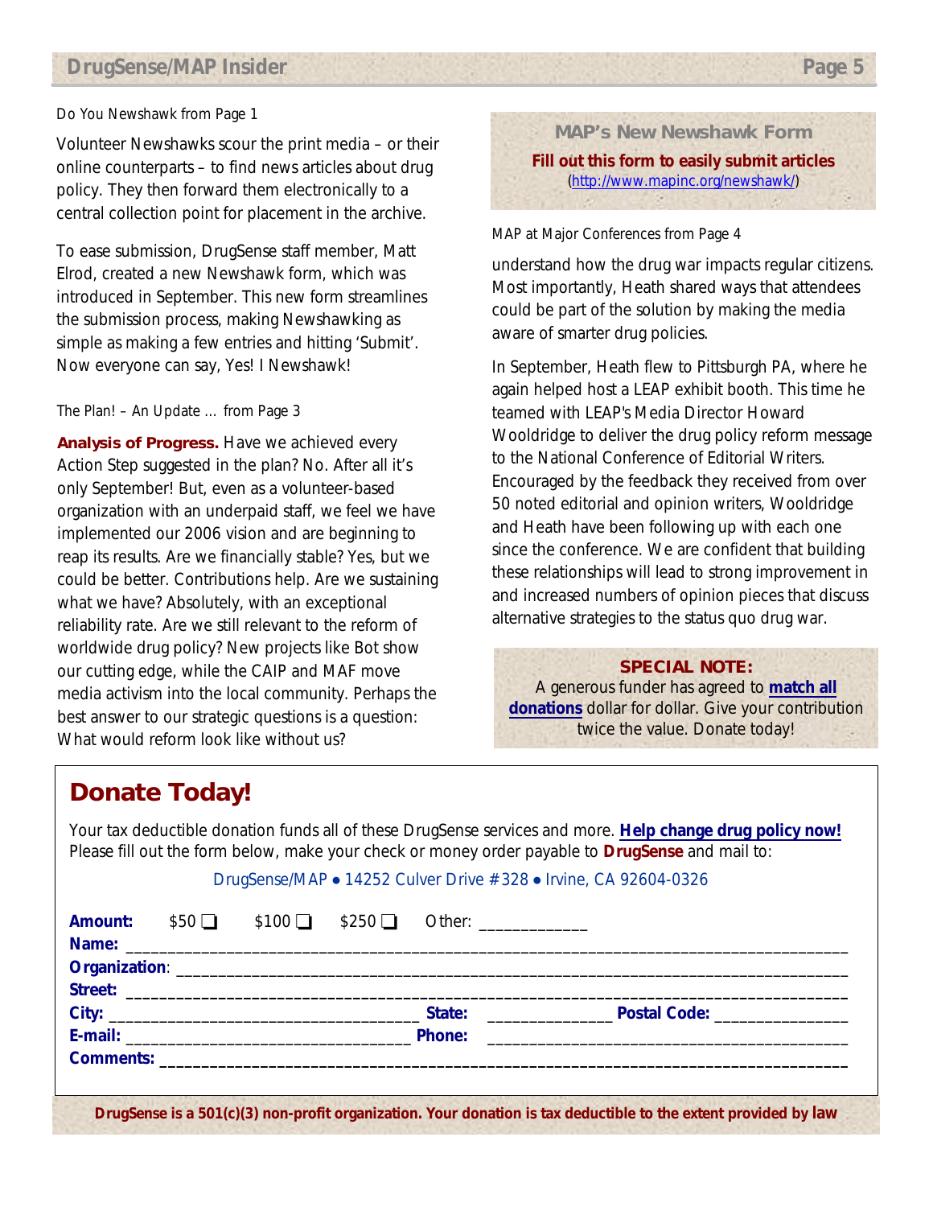Do You Newshawk from Page 1

Volunteer Newshawks scour the print media – or their online counterparts – to find news articles about drug policy. They then forward them electronically to a central collection point for placement in the archive.

To ease submission, DrugSense staff member, Matt Elrod, created a new Newshawk form, which was introduced in September. This new form streamlines the submission process, making Newshawking as simple as making a few entries and hitting 'Submit'. Now everyone can say, Yes! I Newshawk!

The Plan! – An Update … from Page 3

**Analysis of Progress.** Have we achieved every Action Step suggested in the plan? No. After all it's only September! But, even as a volunteer-based organization with an underpaid staff, we feel we have implemented our 2006 vision and are beginning to reap its results. Are we financially stable? Yes, but we could be better. Contributions help. Are we sustaining what we have? Absolutely, with an exceptional reliability rate. Are we still relevant to the reform of worldwide drug policy? New projects like Bot show our cutting edge, while the CAIP and MAF move media activism into the local community. Perhaps the best answer to our strategic questions is a question: What would reform look like without us?

**MAP's New Newshawk Form**

**Fill out this form to easily submit articles**
(http://www.mapinc.org/newshawk/)

MAP at Major Conferences from Page 4

understand how the drug war impacts regular citizens. Most importantly, Heath shared ways that attendees could be part of the solution by making the media aware of smarter drug policies.

In September, Heath flew to Pittsburgh PA, where he again helped host a LEAP exhibit booth. This time he teamed with LEAP's Media Director Howard Wooldridge to deliver the drug policy reform message to the National Conference of Editorial Writers. Encouraged by the feedback they received from over 50 noted editorial and opinion writers, Wooldridge and Heath have been following up with each one since the conference. We are confident that building these relationships will lead to strong improvement in and increased numbers of opinion pieces that discuss alternative strategies to the status quo drug war.

**SPECIAL NOTE:**
A generous funder has agreed to **match all donations** dollar for dollar. Give your contribution twice the value. Donate today!

## Donate Today!

Your tax deductible donation funds all of these DrugSense services and more. **Help change drug policy now!** Please fill out the form below, make your check or money order payable to **DrugSense** and mail to:

DrugSense/MAP ● 14252 Culver Drive #328 ● Irvine, CA 92604-0326

**Amount:** $50 ❑ $100 ❑ $250 ❑ Other: ____________

**Name:** ____________________________________________

**Organization**: ____________________________________________

**Street:** ____________________________________________

**City:** ____________________ **State:** ____________ **Postal Code:** ______________

**E-mail:** ____________________ **Phone:** ____________________

**Comments:** ____________________________________________

**DrugSense is a 501(c)(3) non-profit organization. Your donation is tax deductible to the extent provided by law**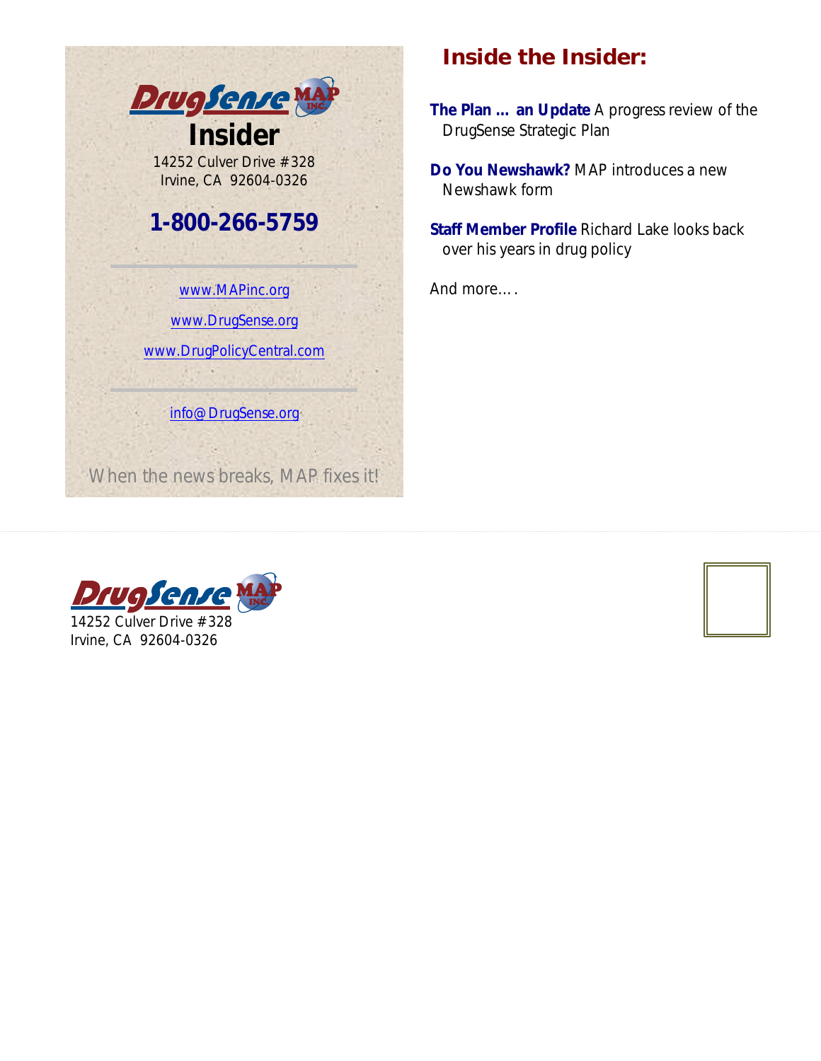DrugSense MAP INC.

**Insider**

14252 Culver Drive #328
Irvine, CA 92604-0326

**1-800-266-5759**

www.MAPinc.org

www.DrugSense.org

www.DrugPolicyCentral.com

info@DrugSense.org

When the news breaks, MAP fixes it!

## Inside the Insider:

**The Plan … an Update** A progress review of the DrugSense Strategic Plan

**Do You Newshawk?** MAP introduces a new Newshawk form

**Staff Member Profile** Richard Lake looks back over his years in drug policy

And more….

DrugSense MAP INC.

14252 Culver Drive #328
Irvine, CA 92604-0326